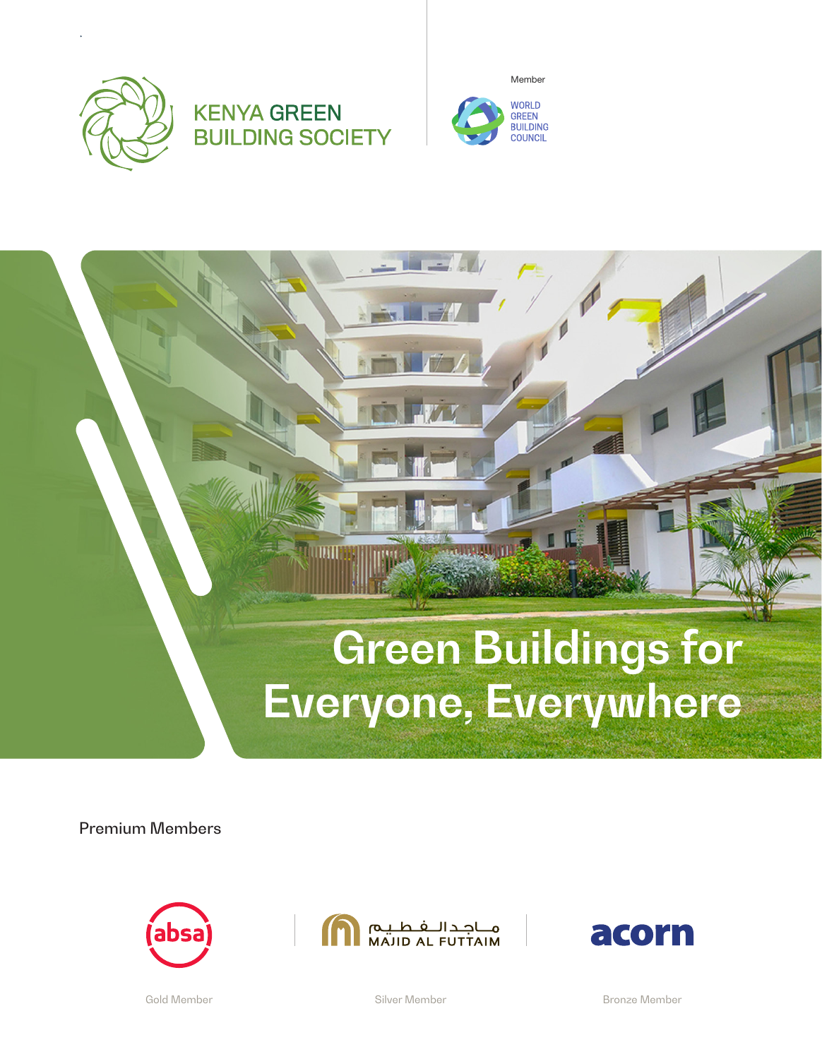KENYA GREEN BUILDING SOCIETY

Member

WORLD GREEN BUILDING COUNCIL

# Green Buildings for Everyone, Everywhere

Premium Members

absa — Gold Member

ماجد الفطيم MAJID AL FUTTAIM — Silver Member

acorn — Bronze Member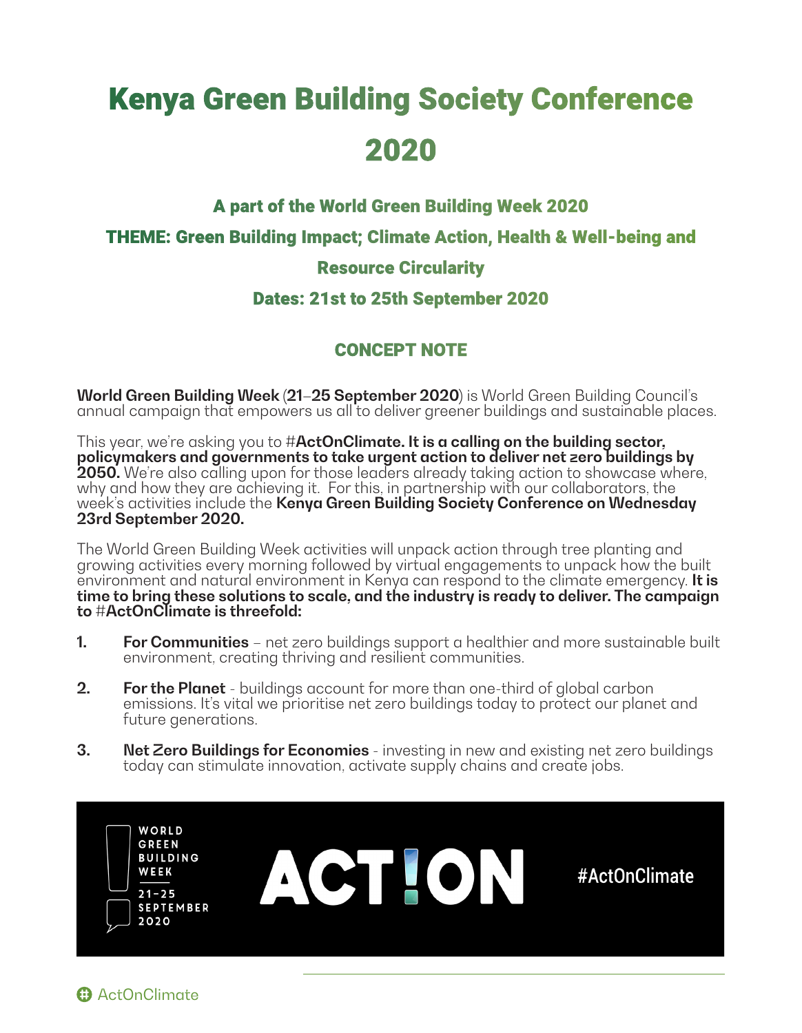# Kenya Green Building Society Conference 2020

### A part of the World Green Building Week 2020

### THEME: Green Building Impact; Climate Action, Health & Well-being and Resource Circularity

### Dates: 21st to 25th September 2020

## CONCEPT NOTE

**World Green Building Week** (**21–25 September 2020**) is World Green Building Council's annual campaign that empowers us all to deliver greener buildings and sustainable places.

This year, we're asking you to #**ActOnClimate. It is a calling on the building sector, policymakers and governments to take urgent action to deliver net zero buildings by 2050.** We're also calling upon for those leaders already taking action to showcase where, why and how they are achieving it. For this, in partnership with our collaborators, the week's activities include the **Kenya Green Building Society Conference on Wednesday 23rd September 2020.**

The World Green Building Week activities will unpack action through tree planting and growing activities every morning followed by virtual engagements to unpack how the built environment and natural environment in Kenya can respond to the climate emergency. **It is time to bring these solutions to scale, and the industry is ready to deliver. The campaign to** #**ActOnClimate is threefold:**

1. **For Communities** – net zero buildings support a healthier and more sustainable built environment, creating thriving and resilient communities.

2. **For the Planet** - buildings account for more than one-third of global carbon emissions. It's vital we prioritise net zero buildings today to protect our planet and future generations.

3. **Net Zero Buildings for Economies** - investing in new and existing net zero buildings today can stimulate innovation, activate supply chains and create jobs.

WORLD GREEN BUILDING WEEK 21–25 SEPTEMBER 2020

ACT!ON

#ActOnClimate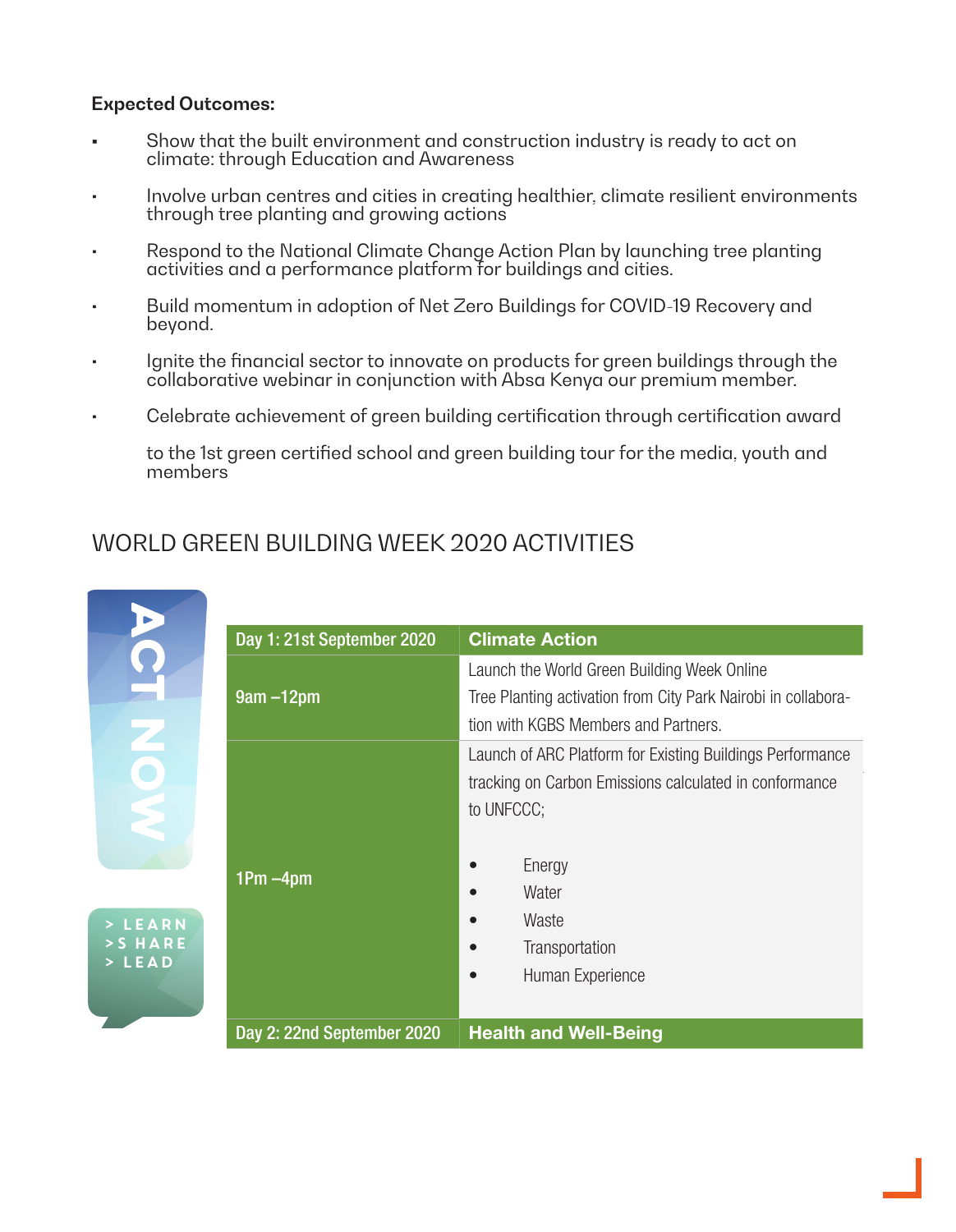**Expected Outcomes:**

- Show that the built environment and construction industry is ready to act on climate: through Education and Awareness
- Involve urban centres and cities in creating healthier, climate resilient environments through tree planting and growing actions
- Respond to the National Climate Change Action Plan by launching tree planting activities and a performance platform for buildings and cities.
- Build momentum in adoption of Net Zero Buildings for COVID-19 Recovery and beyond.
- Ignite the financial sector to innovate on products for green buildings through the collaborative webinar in conjunction with Absa Kenya our premium member.
- Celebrate achievement of green building certification through certification award

  to the 1st green certified school and green building tour for the media, youth and members

## WORLD GREEN BUILDING WEEK 2020 ACTIVITIES

ACT NOW

> LEARN
> SHARE
> LEAD

| Day 1: 21st September 2020 | Climate Action |
|---|---|
| 9am –12pm | Launch the World Green Building Week Online<br>Tree Planting activation from City Park Nairobi in collaboration with KGBS Members and Partners. |
| 1Pm –4pm | Launch of ARC Platform for Existing Buildings Performance tracking on Carbon Emissions calculated in conformance to UNFCCC;<br>• Energy<br>• Water<br>• Waste<br>• Transportation<br>• Human Experience |
| Day 2: 22nd September 2020 | Health and Well-Being |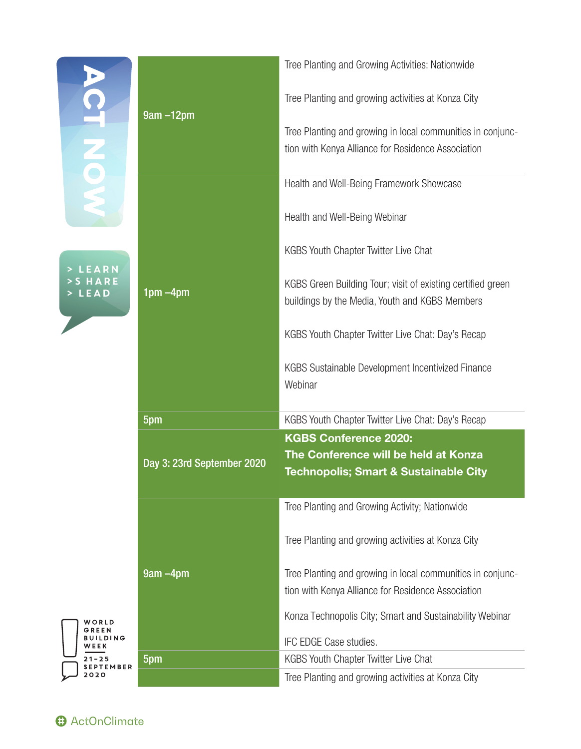| | |
|---|---|
| 9am –12pm | Tree Planting and Growing Activities: Nationwide<br><br>Tree Planting and growing activities at Konza City<br><br>Tree Planting and growing in local communities in conjunction with Kenya Alliance for Residence Association |
| 1pm –4pm | Health and Well-Being Framework Showcase<br><br>Health and Well-Being Webinar<br><br>KGBS Youth Chapter Twitter Live Chat<br><br>KGBS Green Building Tour; visit of existing certified green buildings by the Media, Youth and KGBS Members<br><br>KGBS Youth Chapter Twitter Live Chat: Day's Recap<br><br>KGBS Sustainable Development Incentivized Finance Webinar |
| 5pm | KGBS Youth Chapter Twitter Live Chat: Day's Recap |
| **Day 3: 23rd September 2020** | **KGBS Conference 2020: The Conference will be held at Konza Technopolis; Smart & Sustainable City** |
| 9am –4pm | Tree Planting and Growing Activity; Nationwide<br><br>Tree Planting and growing activities at Konza City<br><br>Tree Planting and growing in local communities in conjunction with Kenya Alliance for Residence Association<br><br>Konza Technopolis City; Smart and Sustainability Webinar<br><br>IFC EDGE Case studies. |
| 5pm | KGBS Youth Chapter Twitter Live Chat |
| | Tree Planting and growing activities at Konza City |

ACT NOW

> LEARN
> SHARE
> LEAD

WORLD GREEN BUILDING WEEK 21-25 SEPTEMBER 2020

#ActOnClimate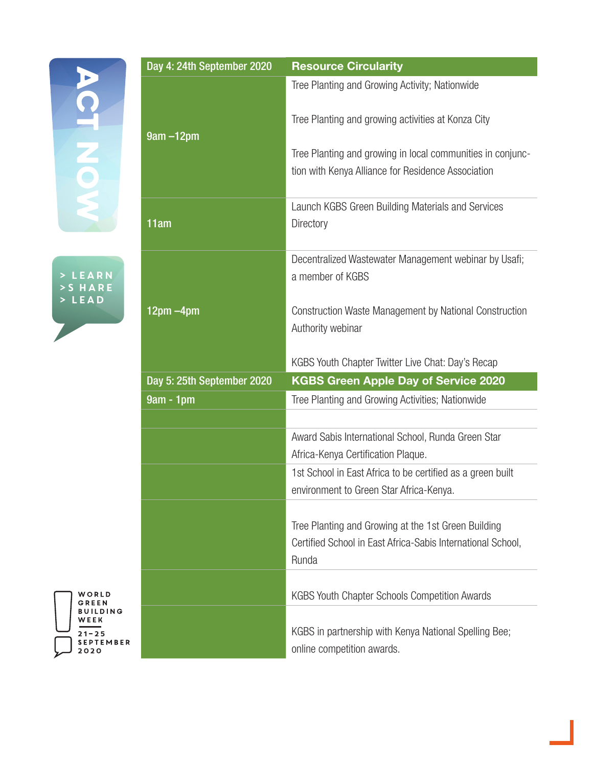| Day 4: 24th September 2020 | Resource Circularity |
|---|---|
| 9am –12pm | Tree Planting and Growing Activity; Nationwide<br><br>Tree Planting and growing activities at Konza City<br><br>Tree Planting and growing in local communities in conjunction with Kenya Alliance for Residence Association |
| 11am | Launch KGBS Green Building Materials and Services Directory |
| 12pm –4pm | Decentralized Wastewater Management webinar by Usafi; a member of KGBS<br><br>Construction Waste Management by National Construction Authority webinar<br><br>KGBS Youth Chapter Twitter Live Chat: Day's Recap |
| **Day 5: 25th September 2020** | **KGBS Green Apple Day of Service 2020** |
| 9am - 1pm | Tree Planting and Growing Activities; Nationwide |
| | |
| | Award Sabis International School, Runda Green Star Africa-Kenya Certification Plaque. |
| | 1st School in East Africa to be certified as a green built environment to Green Star Africa-Kenya. |
| | Tree Planting and Growing at the 1st Green Building Certified School in East Africa-Sabis International School, Runda |
| | KGBS Youth Chapter Schools Competition Awards |
| | KGBS in partnership with Kenya National Spelling Bee; online competition awards. |

ACT NOW

> LEARN
> SHARE
> LEAD

WORLD GREEN BUILDING WEEK
21–25 SEPTEMBER 2020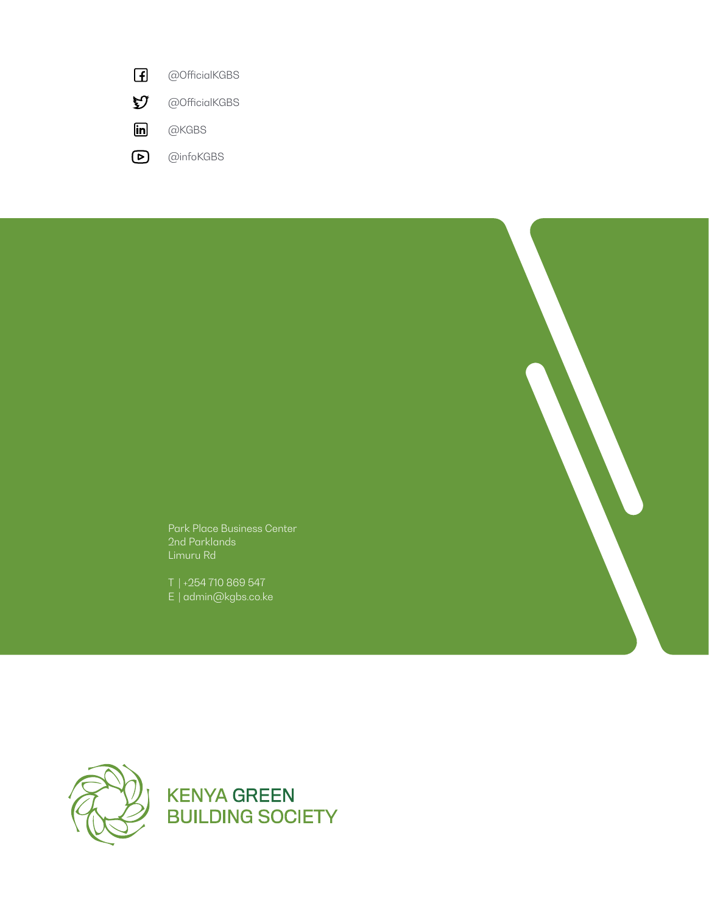@OfficialKGBS

@OfficialKGBS

@KGBS

@infoKGBS

Park Place Business Center
2nd Parklands
Limuru Rd

T | +254 710 869 547
E | admin@kgbs.co.ke

KENYA GREEN
BUILDING SOCIETY